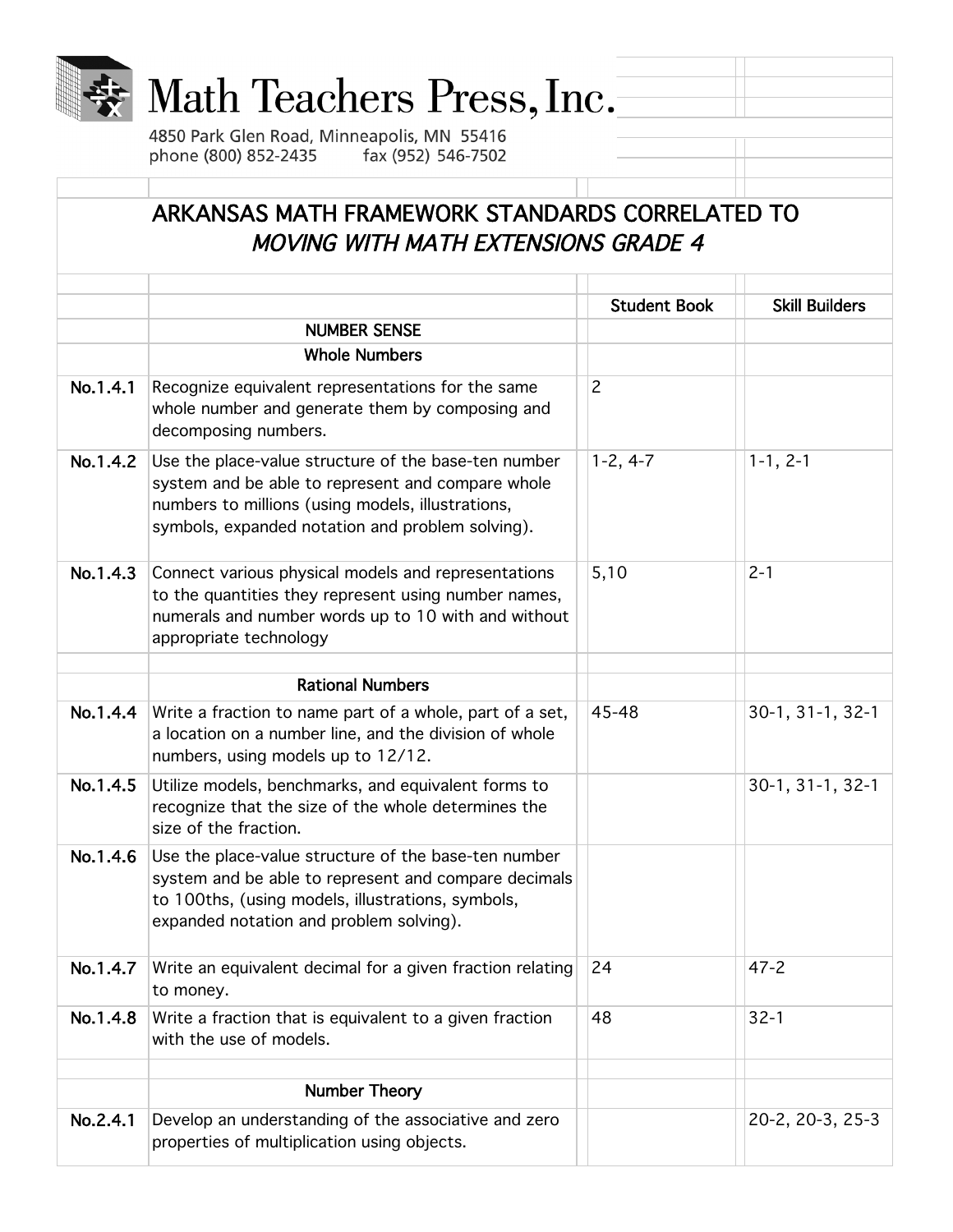# Math Teachers Press, Inc.

4850 Park Glen Road, Minneapolis, MN 55416
phone (800) 852-2435 fax (952) 546-7502

## ARKANSAS MATH FRAMEWORK STANDARDS CORRELATED TO *MOVING WITH MATH EXTENSIONS GRADE 4*

| | | Student Book | Skill Builders |
|---|---|---|---|
| | **NUMBER SENSE** | | |
| | **Whole Numbers** | | |
| **No.1.4.1** | Recognize equivalent representations for the same whole number and generate them by composing and decomposing numbers. | 2 | |
| **No.1.4.2** | Use the place-value structure of the base-ten number system and be able to represent and compare whole numbers to millions (using models, illustrations, symbols, expanded notation and problem solving). | 1-2, 4-7 | 1-1, 2-1 |
| **No.1.4.3** | Connect various physical models and representations to the quantities they represent using number names, numerals and number words up to 10 with and without appropriate technology | 5,10 | 2-1 |
| | **Rational Numbers** | | |
| **No.1.4.4** | Write a fraction to name part of a whole, part of a set, a location on a number line, and the division of whole numbers, using models up to 12/12. | 45-48 | 30-1, 31-1, 32-1 |
| **No.1.4.5** | Utilize models, benchmarks, and equivalent forms to recognize that the size of the whole determines the size of the fraction. | | 30-1, 31-1, 32-1 |
| **No.1.4.6** | Use the place-value structure of the base-ten number system and be able to represent and compare decimals to 100ths, (using models, illustrations, symbols, expanded notation and problem solving). | | |
| **No.1.4.7** | Write an equivalent decimal for a given fraction relating to money. | 24 | 47-2 |
| **No.1.4.8** | Write a fraction that is equivalent to a given fraction with the use of models. | 48 | 32-1 |
| | **Number Theory** | | |
| **No.2.4.1** | Develop an understanding of the associative and zero properties of multiplication using objects. | | 20-2, 20-3, 25-3 |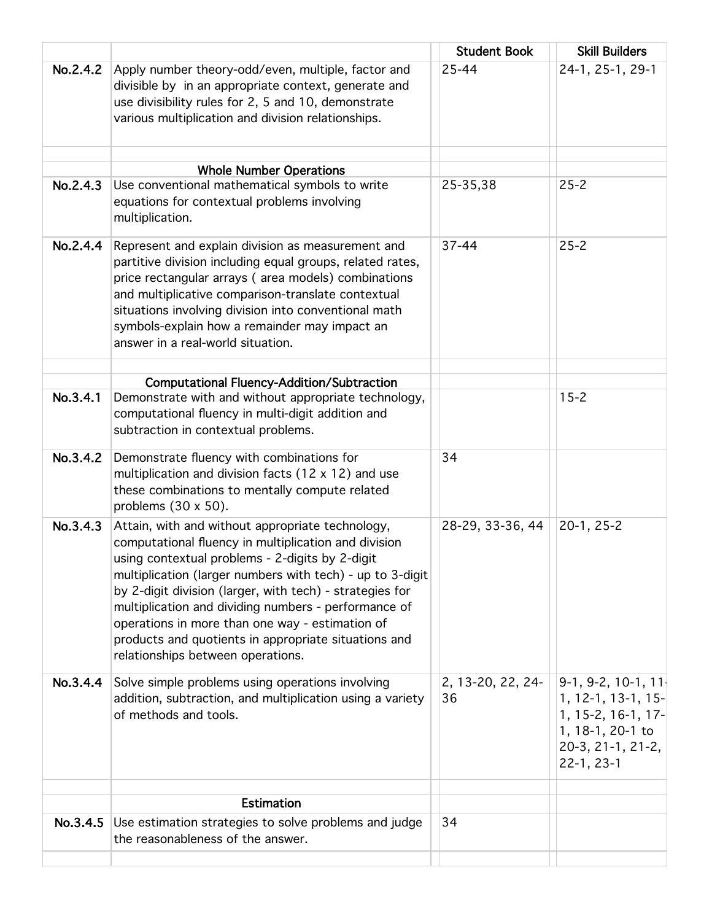| | | Student Book | Skill Builders |
|---|---|---|---|
| No.2.4.2 | Apply number theory-odd/even, multiple, factor and divisible by in an appropriate context, generate and use divisibility rules for 2, 5 and 10, demonstrate various multiplication and division relationships. | 25-44 | 24-1, 25-1, 29-1 |
| | | | |
| | **Whole Number Operations** | | |
| No.2.4.3 | Use conventional mathematical symbols to write equations for contextual problems involving multiplication. | 25-35,38 | 25-2 |
| No.2.4.4 | Represent and explain division as measurement and partitive division including equal groups, related rates, price rectangular arrays ( area models) combinations and multiplicative comparison-translate contextual situations involving division into conventional math symbols-explain how a remainder may impact an answer in a real-world situation. | 37-44 | 25-2 |
| | | | |
| | **Computational Fluency-Addition/Subtraction** | | |
| No.3.4.1 | Demonstrate with and without appropriate technology, computational fluency in multi-digit addition and subtraction in contextual problems. | | 15-2 |
| No.3.4.2 | Demonstrate fluency with combinations for multiplication and division facts (12 x 12) and use these combinations to mentally compute related problems (30 x 50). | 34 | |
| No.3.4.3 | Attain, with and without appropriate technology, computational fluency in multiplication and division using contextual problems - 2-digits by 2-digit multiplication (larger numbers with tech) - up to 3-digit by 2-digit division (larger, with tech) - strategies for multiplication and dividing numbers - performance of operations in more than one way - estimation of products and quotients in appropriate situations and relationships between operations. | 28-29, 33-36, 44 | 20-1, 25-2 |
| No.3.4.4 | Solve simple problems using operations involving addition, subtraction, and multiplication using a variety of methods and tools. | 2, 13-20, 22, 24-36 | 9-1, 9-2, 10-1, 11-1, 12-1, 13-1, 15-1, 15-2, 16-1, 17-1, 18-1, 20-1 to 20-3, 21-1, 21-2, 22-1, 23-1 |
| | | | |
| | **Estimation** | | |
| No.3.4.5 | Use estimation strategies to solve problems and judge the reasonableness of the answer. | 34 | |
| | | | |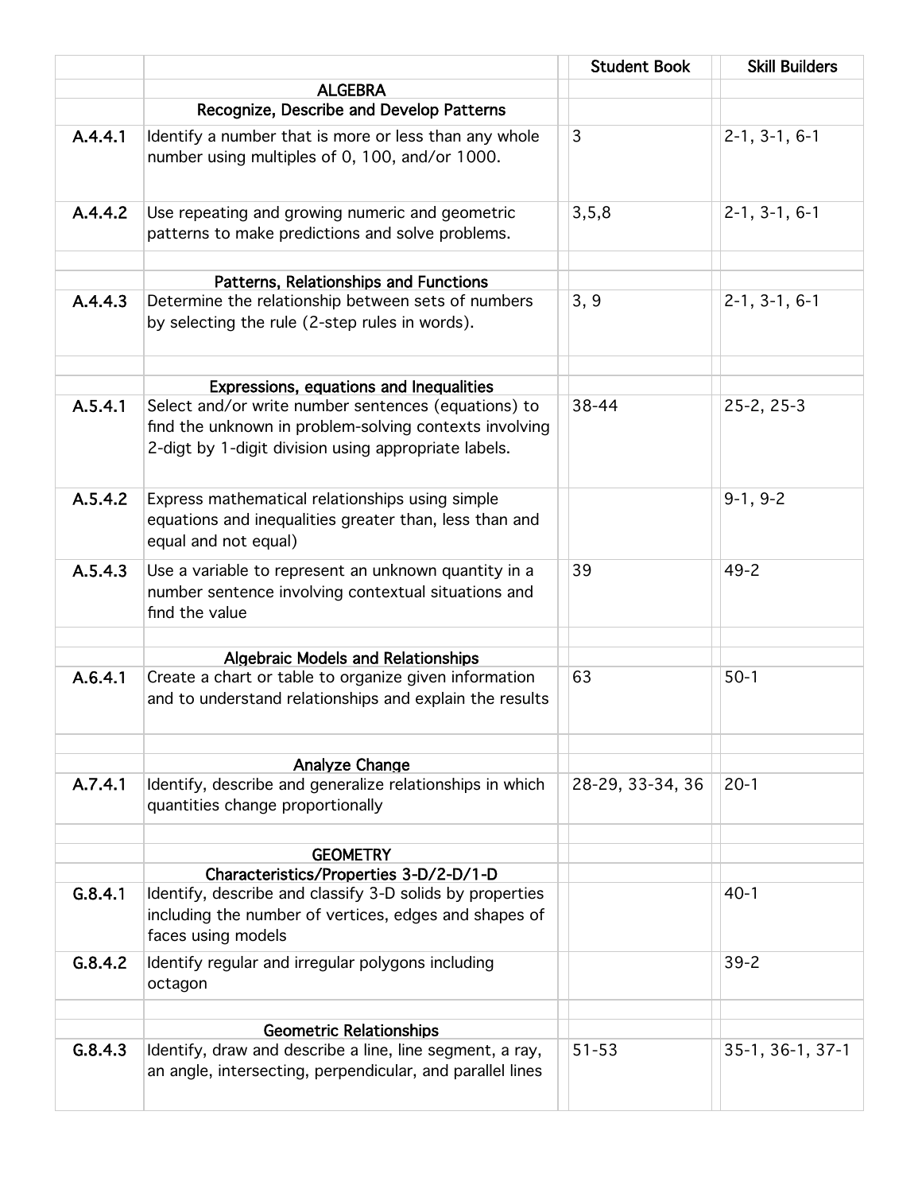| | | Student Book | Skill Builders |
|---|---|---|---|
| | **ALGEBRA** | | |
| | **Recognize, Describe and Develop Patterns** | | |
| **A.4.4.1** | Identify a number that is more or less than any whole number using multiples of 0, 100, and/or 1000. | 3 | 2-1, 3-1, 6-1 |
| **A.4.4.2** | Use repeating and growing numeric and geometric patterns to make predictions and solve problems. | 3,5,8 | 2-1, 3-1, 6-1 |
| | | | |
| | **Patterns, Relationships and Functions** | | |
| **A.4.4.3** | Determine the relationship between sets of numbers by selecting the rule (2-step rules in words). | 3, 9 | 2-1, 3-1, 6-1 |
| | | | |
| | **Expressions, equations and Inequalities** | | |
| **A.5.4.1** | Select and/or write number sentences (equations) to find the unknown in problem-solving contexts involving 2-digt by 1-digit division using appropriate labels. | 38-44 | 25-2, 25-3 |
| **A.5.4.2** | Express mathematical relationships using simple equations and inequalities greater than, less than and equal and not equal) | | 9-1, 9-2 |
| **A.5.4.3** | Use a variable to represent an unknown quantity in a number sentence involving contextual situations and find the value | 39 | 49-2 |
| | | | |
| | **Algebraic Models and Relationships** | | |
| **A.6.4.1** | Create a chart or table to organize given information and to understand relationships and explain the results | 63 | 50-1 |
| | | | |
| | **Analyze Change** | | |
| **A.7.4.1** | Identify, describe and generalize relationships in which quantities change proportionally | 28-29, 33-34, 36 | 20-1 |
| | | | |
| | **GEOMETRY** | | |
| | **Characteristics/Properties 3-D/2-D/1-D** | | |
| **G.8.4.1** | Identify, describe and classify 3-D solids by properties including the number of vertices, edges and shapes of faces using models | | 40-1 |
| **G.8.4.2** | Identify regular and irregular polygons including octagon | | 39-2 |
| | | | |
| | **Geometric Relationships** | | |
| **G.8.4.3** | Identify, draw and describe a line, line segment, a ray, an angle, intersecting, perpendicular, and parallel lines | 51-53 | 35-1, 36-1, 37-1 |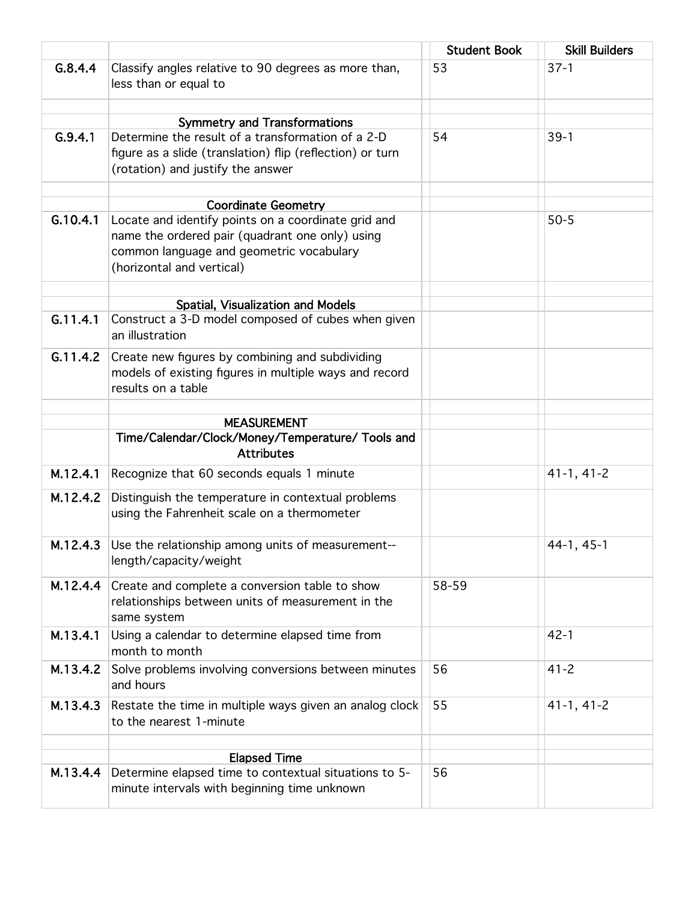| | | Student Book | Skill Builders |
|---|---|---|---|
| G.8.4.4 | Classify angles relative to 90 degrees as more than, less than or equal to | 53 | 37-1 |
| | | | |
| | **Symmetry and Transformations** | | |
| G.9.4.1 | Determine the result of a transformation of a 2-D figure as a slide (translation) flip (reflection) or turn (rotation) and justify the answer | 54 | 39-1 |
| | | | |
| | **Coordinate Geometry** | | |
| G.10.4.1 | Locate and identify points on a coordinate grid and name the ordered pair (quadrant one only) using common language and geometric vocabulary (horizontal and vertical) | | 50-5 |
| | | | |
| | **Spatial, Visualization and Models** | | |
| G.11.4.1 | Construct a 3-D model composed of cubes when given an illustration | | |
| G.11.4.2 | Create new figures by combining and subdividing models of existing figures in multiple ways and record results on a table | | |
| | | | |
| | **MEASUREMENT** | | |
| | **Time/Calendar/Clock/Money/Temperature/ Tools and Attributes** | | |
| M.12.4.1 | Recognize that 60 seconds equals 1 minute | | 41-1, 41-2 |
| M.12.4.2 | Distinguish the temperature in contextual problems using the Fahrenheit scale on a thermometer | | |
| M.12.4.3 | Use the relationship among units of measurement--length/capacity/weight | | 44-1, 45-1 |
| M.12.4.4 | Create and complete a conversion table to show relationships between units of measurement in the same system | 58-59 | |
| M.13.4.1 | Using a calendar to determine elapsed time from month to month | | 42-1 |
| M.13.4.2 | Solve problems involving conversions between minutes and hours | 56 | 41-2 |
| M.13.4.3 | Restate the time in multiple ways given an analog clock to the nearest 1-minute | 55 | 41-1, 41-2 |
| | | | |
| | **Elapsed Time** | | |
| M.13.4.4 | Determine elapsed time to contextual situations to 5-minute intervals with beginning time unknown | 56 | |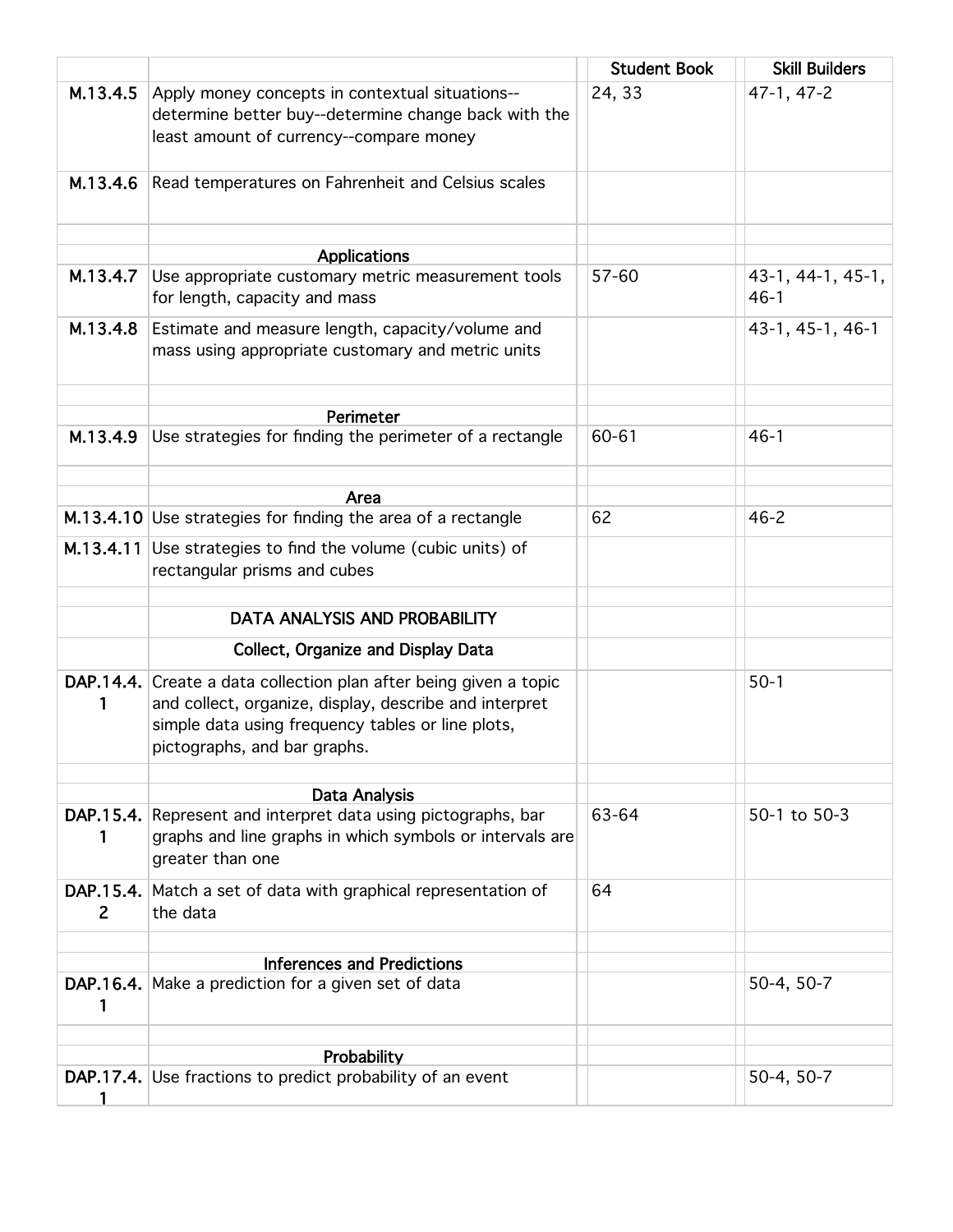| | | Student Book | Skill Builders |
|---|---|---|---|
| M.13.4.5 | Apply money concepts in contextual situations--determine better buy--determine change back with the least amount of currency--compare money | 24, 33 | 47-1, 47-2 |
| M.13.4.6 | Read temperatures on Fahrenheit and Celsius scales | | |
| | | | |
| | **Applications** | | |
| M.13.4.7 | Use appropriate customary metric measurement tools for length, capacity and mass | 57-60 | 43-1, 44-1, 45-1, 46-1 |
| M.13.4.8 | Estimate and measure length, capacity/volume and mass using appropriate customary and metric units | | 43-1, 45-1, 46-1 |
| | | | |
| | **Perimeter** | | |
| M.13.4.9 | Use strategies for finding the perimeter of a rectangle | 60-61 | 46-1 |
| | | | |
| | **Area** | | |
| M.13.4.10 | Use strategies for finding the area of a rectangle | 62 | 46-2 |
| M.13.4.11 | Use strategies to find the volume (cubic units) of rectangular prisms and cubes | | |
| | | | |
| | **DATA ANALYSIS AND PROBABILITY** | | |
| | **Collect, Organize and Display Data** | | |
| DAP.14.4.1 | Create a data collection plan after being given a topic and collect, organize, display, describe and interpret simple data using frequency tables or line plots, pictographs, and bar graphs. | | 50-1 |
| | | | |
| | **Data Analysis** | | |
| DAP.15.4.1 | Represent and interpret data using pictographs, bar graphs and line graphs in which symbols or intervals are greater than one | 63-64 | 50-1 to 50-3 |
| DAP.15.4.2 | Match a set of data with graphical representation of the data | 64 | |
| | | | |
| | **Inferences and Predictions** | | |
| DAP.16.4.1 | Make a prediction for a given set of data | | 50-4, 50-7 |
| | | | |
| | **Probability** | | |
| DAP.17.4.1 | Use fractions to predict probability of an event | | 50-4, 50-7 |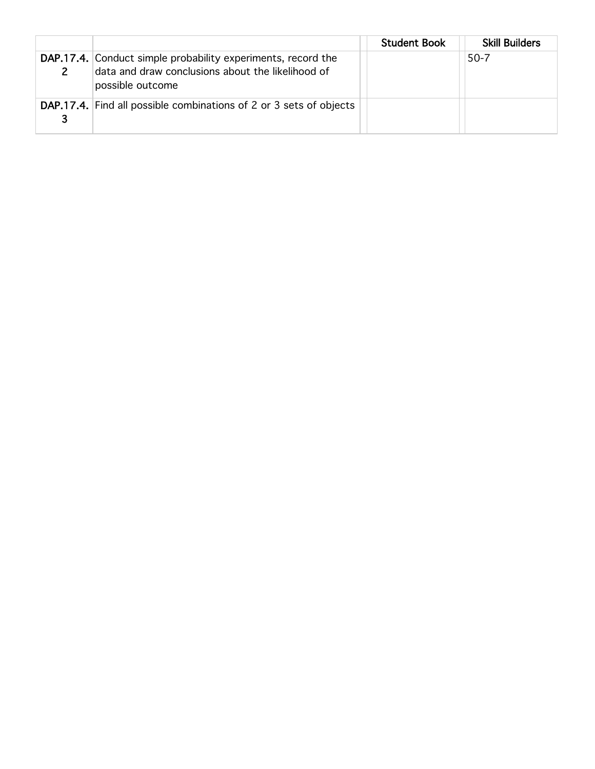| | | | Student Book | | Skill Builders |
|---|---|---|---|---|---|
| **DAP.17.4.2** | Conduct simple probability experiments, record the data and draw conclusions about the likelihood of possible outcome | | | | 50-7 |
| **DAP.17.4.3** | Find all possible combinations of 2 or 3 sets of objects | | | | |